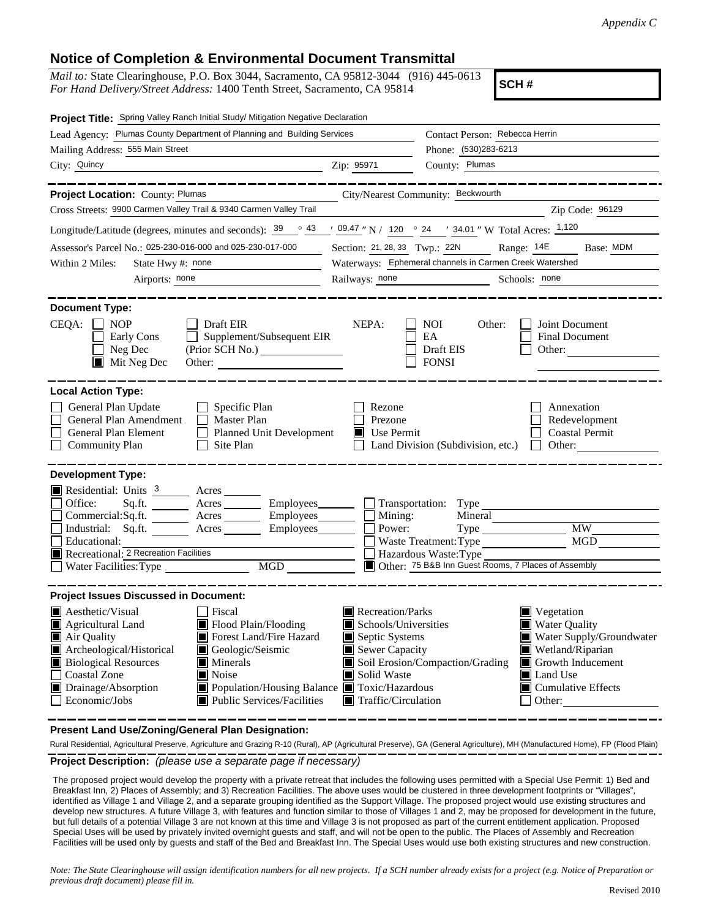*Appendix C*

## Notice of Completion & Environmental Document Transmittal

*Mail to:* State Clearinghouse, P.O. Box 3044, Sacramento, CA 95812-3044 (916) 445-0613
*For Hand Delivery/Street Address:* 1400 Tenth Street, Sacramento, CA 95814

**SCH #**

**Project Title:** Spring Valley Ranch Initial Study/ Mitigation Negative Declaration

Lead Agency: Plumas County Department of Planning and Building Services
Contact Person: Rebecca Herrin
Mailing Address: 555 Main Street
Phone: (530)283-6213
City: Quincy
Zip: 95971
County: Plumas

**Project Location:** County: Plumas
City/Nearest Community: Beckwourth
Cross Streets: 9900 Carmen Valley Trail & 9340 Carmen Valley Trail
Zip Code: 96129

Longitude/Latitude (degrees, minutes and seconds): 39 ° 43 ′ 09.47 ″ N / 120 ° 24 ′ 34.01 ″ W Total Acres: 1,120

Assessor's Parcel No.: 025-230-016-000 and 025-230-017-000
Section: 21, 28, 33 Twp.: 22N Range: 14E Base: MDM

Within 2 Miles: State Hwy #: none
Waterways: Ephemeral channels in Carmen Creek Watershed
Airports: none
Railways: none
Schools: none

**Document Type:**

CEQA:
- [ ] NOP
- [ ] Early Cons
- [ ] Neg Dec
- [x] Mit Neg Dec
- [ ] Draft EIR
- [ ] Supplement/Subsequent EIR (Prior SCH No.)
- Other:

NEPA:
- [ ] NOI
- [ ] EA
- [ ] Draft EIS
- [ ] FONSI

Other:
- [ ] Joint Document
- [ ] Final Document
- [ ] Other:

**Local Action Type:**

- [ ] General Plan Update
- [ ] General Plan Amendment
- [ ] General Plan Element
- [ ] Community Plan
- [ ] Specific Plan
- [ ] Master Plan
- [ ] Planned Unit Development
- [ ] Site Plan
- [ ] Rezone
- [ ] Prezone
- [x] Use Permit
- [ ] Land Division (Subdivision, etc.)
- [ ] Annexation
- [ ] Redevelopment
- [ ] Coastal Permit
- [ ] Other:

**Development Type:**

- [x] Residential: Units 3 Acres
- [ ] Office: Sq.ft. Acres Employees
- [ ] Commercial: Sq.ft. Acres Employees
- [ ] Industrial: Sq.ft. Acres Employees
- [ ] Educational:
- [x] Recreational: 2 Recreation Facilities
- [ ] Water Facilities: Type MGD
- [ ] Transportation: Type
- [ ] Mining: Mineral
- [ ] Power: Type MW
- [ ] Waste Treatment: Type MGD
- [ ] Hazardous Waste: Type
- [x] Other: 75 B&B Inn Guest Rooms, 7 Places of Assembly

**Project Issues Discussed in Document:**

- [x] Aesthetic/Visual
- [x] Agricultural Land
- [x] Air Quality
- [x] Archeological/Historical
- [x] Biological Resources
- [ ] Coastal Zone
- [x] Drainage/Absorption
- [ ] Economic/Jobs
- [ ] Fiscal
- [x] Flood Plain/Flooding
- [x] Forest Land/Fire Hazard
- [x] Geologic/Seismic
- [x] Minerals
- [x] Noise
- [x] Population/Housing Balance
- [x] Public Services/Facilities
- [x] Recreation/Parks
- [x] Schools/Universities
- [x] Septic Systems
- [x] Sewer Capacity
- [x] Soil Erosion/Compaction/Grading
- [x] Solid Waste
- [x] Toxic/Hazardous
- [x] Traffic/Circulation
- [x] Vegetation
- [x] Water Quality
- [x] Water Supply/Groundwater
- [x] Wetland/Riparian
- [x] Growth Inducement
- [x] Land Use
- [x] Cumulative Effects
- [ ] Other:

**Present Land Use/Zoning/General Plan Designation:**

Rural Residential, Agricultural Preserve, Agriculture and Grazing R-10 (Rural), AP (Agricultural Preserve), GA (General Agriculture), MH (Manufactured Home), FP (Flood Plain)

**Project Description:** *(please use a separate page if necessary)*

The proposed project would develop the property with a private retreat that includes the following uses permitted with a Special Use Permit: 1) Bed and Breakfast Inn, 2) Places of Assembly; and 3) Recreation Facilities. The above uses would be clustered in three development footprints or "Villages", identified as Village 1 and Village 2, and a separate grouping identified as the Support Village. The proposed project would use existing structures and develop new structures. A future Village 3, with features and function similar to those of Villages 1 and 2, may be proposed for development in the future, but full details of a potential Village 3 are not known at this time and Village 3 is not proposed as part of the current entitlement application. Proposed Special Uses will be used by privately invited overnight guests and staff, and will not be open to the public. The Places of Assembly and Recreation Facilities will be used only by guests and staff of the Bed and Breakfast Inn. The Special Uses would use both existing structures and new construction.

*Note: The State Clearinghouse will assign identification numbers for all new projects. If a SCH number already exists for a project (e.g. Notice of Preparation or previous draft document) please fill in.*

Revised 2010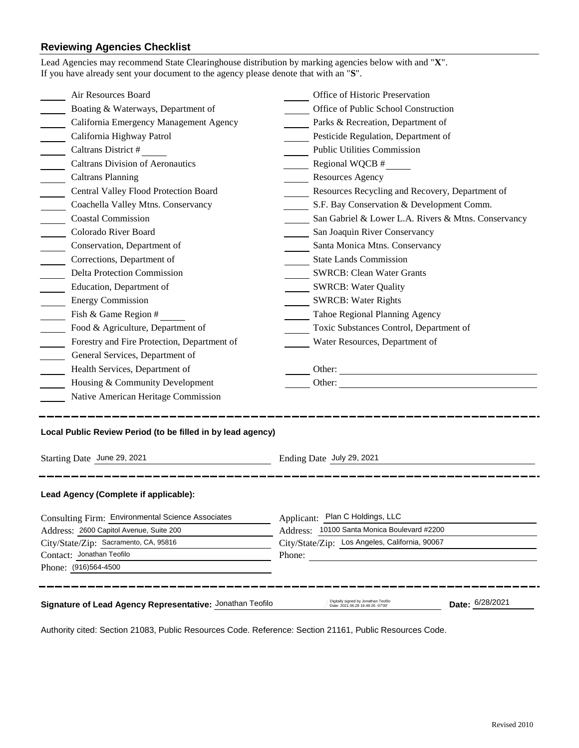## Reviewing Agencies Checklist

Lead Agencies may recommend State Clearinghouse distribution by marking agencies below with and "**X**".
If you have already sent your document to the agency please denote that with an "**S**".

_____ Air Resources Board
_____ Boating & Waterways, Department of
_____ California Emergency Management Agency
_____ California Highway Patrol
_____ Caltrans District # _____
_____ Caltrans Division of Aeronautics
_____ Caltrans Planning
_____ Central Valley Flood Protection Board
_____ Coachella Valley Mtns. Conservancy
_____ Coastal Commission
_____ Colorado River Board
_____ Conservation, Department of
_____ Corrections, Department of
_____ Delta Protection Commission
_____ Education, Department of
_____ Energy Commission
_____ Fish & Game Region # _____
_____ Food & Agriculture, Department of
_____ Forestry and Fire Protection, Department of
_____ General Services, Department of
_____ Health Services, Department of
_____ Housing & Community Development
_____ Native American Heritage Commission
_____ Office of Historic Preservation
_____ Office of Public School Construction
_____ Parks & Recreation, Department of
_____ Pesticide Regulation, Department of
_____ Public Utilities Commission
_____ Regional WQCB # _____
_____ Resources Agency
_____ Resources Recycling and Recovery, Department of
_____ S.F. Bay Conservation & Development Comm.
_____ San Gabriel & Lower L.A. Rivers & Mtns. Conservancy
_____ San Joaquin River Conservancy
_____ Santa Monica Mtns. Conservancy
_____ State Lands Commission
_____ SWRCB: Clean Water Grants
_____ SWRCB: Water Quality
_____ SWRCB: Water Rights
_____ Tahoe Regional Planning Agency
_____ Toxic Substances Control, Department of
_____ Water Resources, Department of
_____ Other: _____
_____ Other: _____

---

**Local Public Review Period (to be filled in by lead agency)**

Starting Date June 29, 2021 Ending Date July 29, 2021

---

**Lead Agency (Complete if applicable):**

Consulting Firm: Environmental Science Associates
Address: 2600 Capitol Avenue, Suite 200
City/State/Zip: Sacramento, CA, 95816
Contact: Jonathan Teofilo
Phone: (916)564-4500

Applicant: Plan C Holdings, LLC
Address: 10100 Santa Monica Boulevard #2200
City/State/Zip: Los Angeles, California, 90067
Phone:

---

**Signature of Lead Agency Representative:** Jonathan Teofilo Digitally signed by Jonathan Teofilo Date: 2021.06.28 16:48:26 -07'00' **Date:** 6/28/2021

Authority cited: Section 21083, Public Resources Code. Reference: Section 21161, Public Resources Code.

Revised 2010